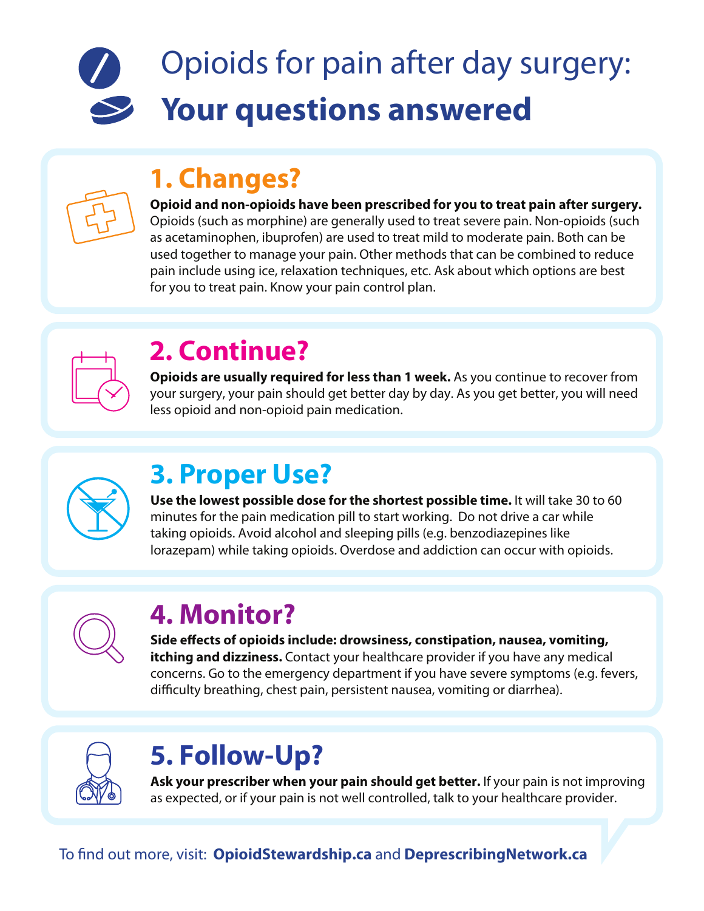# Opioids for pain after day surgery: **Your questions answered**

## 1. Changes?

**Opioid and non-opioids have been prescribed for you to treat pain after surgery.** Opioids (such as morphine) are generally used to treat severe pain. Non-opioids (such as acetaminophen, ibuprofen) are used to treat mild to moderate pain. Both can be used together to manage your pain. Other methods that can be combined to reduce pain include using ice, relaxation techniques, etc. Ask about which options are best for you to treat pain. Know your pain control plan.

## 2. Continue?

**Opioids are usually required for less than 1 week.** As you continue to recover from your surgery, your pain should get better day by day. As you get better, you will need less opioid and non-opioid pain medication.

## 3. Proper Use?

**Use the lowest possible dose for the shortest possible time.** It will take 30 to 60 minutes for the pain medication pill to start working. Do not drive a car while taking opioids. Avoid alcohol and sleeping pills (e.g. benzodiazepines like lorazepam) while taking opioids. Overdose and addiction can occur with opioids.

## 4. Monitor?

**Side effects of opioids include: drowsiness, constipation, nausea, vomiting, itching and dizziness.** Contact your healthcare provider if you have any medical concerns. Go to the emergency department if you have severe symptoms (e.g. fevers, difficulty breathing, chest pain, persistent nausea, vomiting or diarrhea).

## 5. Follow-Up?

**Ask your prescriber when your pain should get better.** If your pain is not improving as expected, or if your pain is not well controlled, talk to your healthcare provider.

To find out more, visit: **OpioidStewardship.ca** and **DeprescribingNetwork.ca**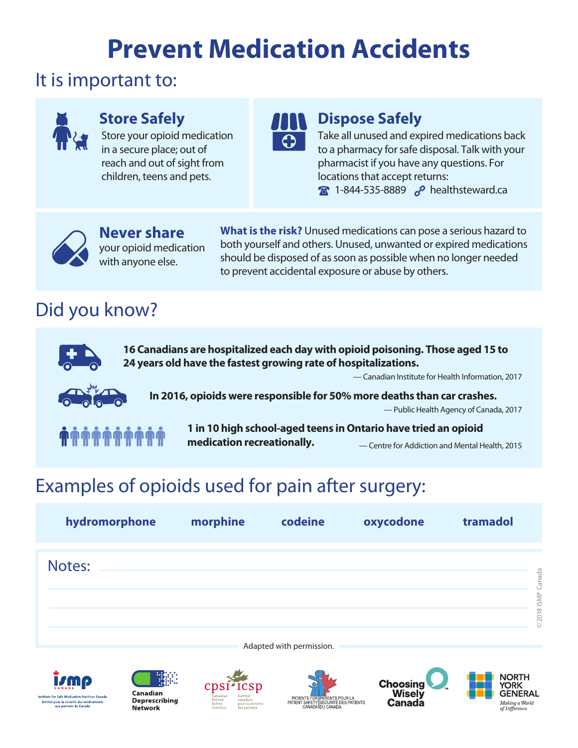# Prevent Medication Accidents

## It is important to:

### Store Safely

Store your opioid medication in a secure place; out of reach and out of sight from children, teens and pets.

### Dispose Safely

Take all unused and expired medications back to a pharmacy for safe disposal. Talk with your pharmacist if you have any questions. For locations that accept returns:
☎ 1-844-535-8889  healthsteward.ca

### Never share

your opioid medication with anyone else.

**What is the risk?** Unused medications can pose a serious hazard to both yourself and others. Unused, unwanted or expired medications should be disposed of as soon as possible when no longer needed to prevent accidental exposure or abuse by others.

## Did you know?

**16 Canadians are hospitalized each day with opioid poisoning. Those aged 15 to 24 years old have the fastest growing rate of hospitalizations.**

— Canadian Institute for Health Information, 2017

**In 2016, opioids were responsible for 50% more deaths than car crashes.**

— Public Health Agency of Canada, 2017

**1 in 10 high school-aged teens in Ontario have tried an opioid medication recreationally.**

— Centre for Addiction and Mental Health, 2015

## Examples of opioids used for pain after surgery:

**hydromorphone** **morphine** **codeine** **oxycodone** **tramadol**

Notes:

Adapted with permission.

© 2018 ISMP Canada

ISMP Canada – Institute for Safe Medication Practices Canada / Institut pour la sécurité des médicaments aux patients du Canada · Canadian Deprescribing Network · cpsi icsp – Canadian Patient Safety Institute / Institut canadien pour la sécurité des patients · Patients for Patient Safety Canada / Patients pour la sécurité des patients du Canada · Choosing Wisely Canada · North York General – Making a World of Difference